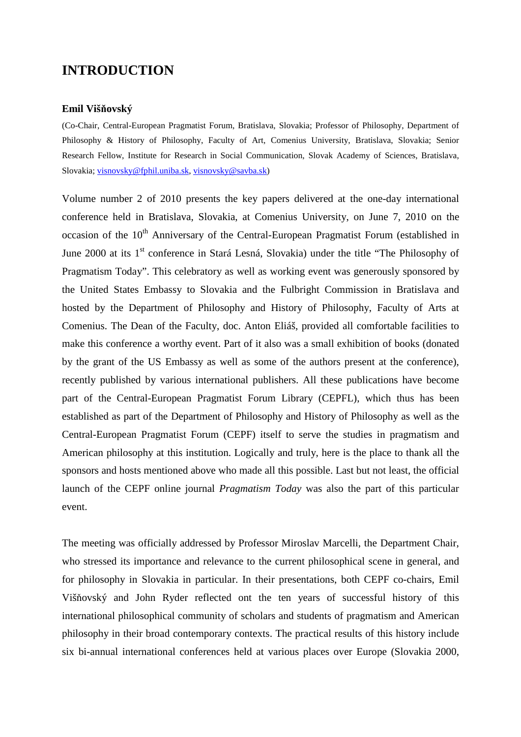# INTRODUCTION

### Emil Višňovský

(Co-Chair, Central-European Pragmatist Forum, Bratislava, Slovakia; Professor of Philosophy, Department of Philosophy & History of Philosophy, Faculty of Art, Comenius University, Bratislava, Slovakia; Senior Research Fellow, Institute for Research in Social Communication, Slovak Academy of Sciences, Bratislava, Slovakia; visnovsky@fphil.uniba.sk, visnovsky@savba.sk)

Volume number 2 of 2010 presents the key papers delivered at the one-day international conference held in Bratislava, Slovakia, at Comenius University, on June 7, 2010 on the occasion of the 10th Anniversary of the Central-European Pragmatist Forum (established in June 2000 at its 1st conference in Stará Lesná, Slovakia) under the title "The Philosophy of Pragmatism Today". This celebratory as well as working event was generously sponsored by the United States Embassy to Slovakia and the Fulbright Commission in Bratislava and hosted by the Department of Philosophy and History of Philosophy, Faculty of Arts at Comenius. The Dean of the Faculty, doc. Anton Eliáš, provided all comfortable facilities to make this conference a worthy event. Part of it also was a small exhibition of books (donated by the grant of the US Embassy as well as some of the authors present at the conference), recently published by various international publishers. All these publications have become part of the Central-European Pragmatist Forum Library (CEPFL), which thus has been established as part of the Department of Philosophy and History of Philosophy as well as the Central-European Pragmatist Forum (CEPF) itself to serve the studies in pragmatism and American philosophy at this institution. Logically and truly, here is the place to thank all the sponsors and hosts mentioned above who made all this possible. Last but not least, the official launch of the CEPF online journal *Pragmatism Today* was also the part of this particular event.

The meeting was officially addressed by Professor Miroslav Marcelli, the Department Chair, who stressed its importance and relevance to the current philosophical scene in general, and for philosophy in Slovakia in particular. In their presentations, both CEPF co-chairs, Emil Višňovský and John Ryder reflected ont the ten years of successful history of this international philosophical community of scholars and students of pragmatism and American philosophy in their broad contemporary contexts. The practical results of this history include six bi-annual international conferences held at various places over Europe (Slovakia 2000,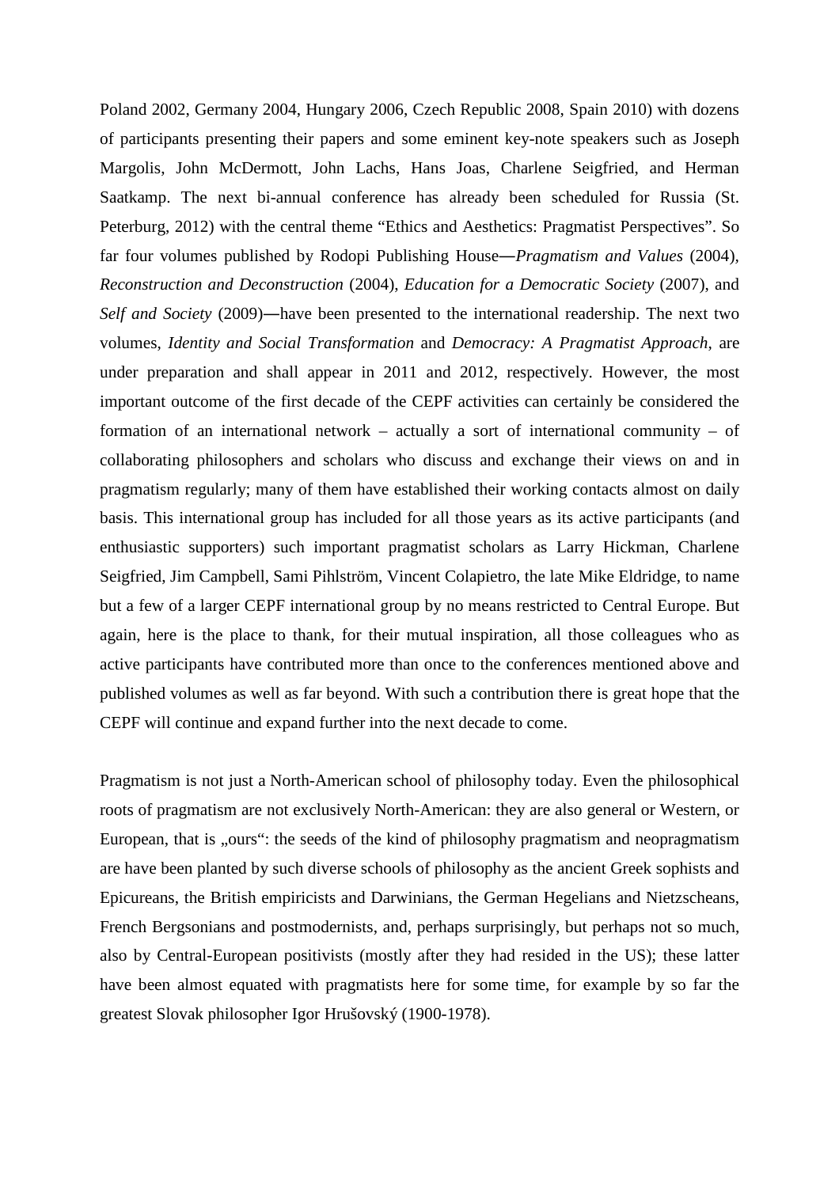Poland 2002, Germany 2004, Hungary 2006, Czech Republic 2008, Spain 2010) with dozens of participants presenting their papers and some eminent key-note speakers such as Joseph Margolis, John McDermott, John Lachs, Hans Joas, Charlene Seigfried, and Herman Saatkamp. The next bi-annual conference has already been scheduled for Russia (St. Peterburg, 2012) with the central theme "Ethics and Aesthetics: Pragmatist Perspectives". So far four volumes published by Rodopi Publishing House—*Pragmatism and Values* (2004), *Reconstruction and Deconstruction* (2004), *Education for a Democratic Society* (2007), and *Self and Society* (2009)—have been presented to the international readership. The next two volumes, *Identity and Social Transformation* and *Democracy: A Pragmatist Approach*, are under preparation and shall appear in 2011 and 2012, respectively. However, the most important outcome of the first decade of the CEPF activities can certainly be considered the formation of an international network – actually a sort of international community – of collaborating philosophers and scholars who discuss and exchange their views on and in pragmatism regularly; many of them have established their working contacts almost on daily basis. This international group has included for all those years as its active participants (and enthusiastic supporters) such important pragmatist scholars as Larry Hickman, Charlene Seigfried, Jim Campbell, Sami Pihlström, Vincent Colapietro, the late Mike Eldridge, to name but a few of a larger CEPF international group by no means restricted to Central Europe. But again, here is the place to thank, for their mutual inspiration, all those colleagues who as active participants have contributed more than once to the conferences mentioned above and published volumes as well as far beyond. With such a contribution there is great hope that the CEPF will continue and expand further into the next decade to come.

Pragmatism is not just a North-American school of philosophy today. Even the philosophical roots of pragmatism are not exclusively North-American: they are also general or Western, or European, that is „ours": the seeds of the kind of philosophy pragmatism and neopragmatism are have been planted by such diverse schools of philosophy as the ancient Greek sophists and Epicureans, the British empiricists and Darwinians, the German Hegelians and Nietzscheans, French Bergsonians and postmodernists, and, perhaps surprisingly, but perhaps not so much, also by Central-European positivists (mostly after they had resided in the US); these latter have been almost equated with pragmatists here for some time, for example by so far the greatest Slovak philosopher Igor Hrušovský (1900-1978).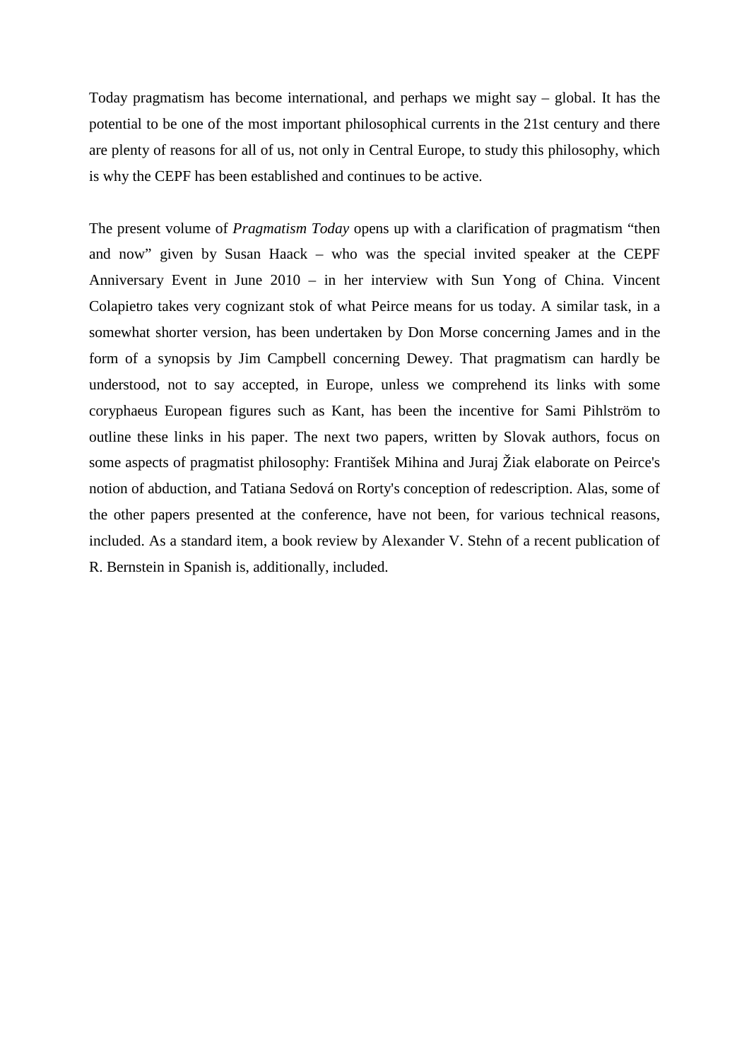Today pragmatism has become international, and perhaps we might say – global. It has the potential to be one of the most important philosophical currents in the 21st century and there are plenty of reasons for all of us, not only in Central Europe, to study this philosophy, which is why the CEPF has been established and continues to be active.

The present volume of *Pragmatism Today* opens up with a clarification of pragmatism "then and now" given by Susan Haack – who was the special invited speaker at the CEPF Anniversary Event in June 2010 – in her interview with Sun Yong of China. Vincent Colapietro takes very cognizant stok of what Peirce means for us today. A similar task, in a somewhat shorter version, has been undertaken by Don Morse concerning James and in the form of a synopsis by Jim Campbell concerning Dewey. That pragmatism can hardly be understood, not to say accepted, in Europe, unless we comprehend its links with some coryphaeus European figures such as Kant, has been the incentive for Sami Pihlström to outline these links in his paper. The next two papers, written by Slovak authors, focus on some aspects of pragmatist philosophy: František Mihina and Juraj Žiak elaborate on Peirce's notion of abduction, and Tatiana Sedová on Rorty's conception of redescription. Alas, some of the other papers presented at the conference, have not been, for various technical reasons, included. As a standard item, a book review by Alexander V. Stehn of a recent publication of R. Bernstein in Spanish is, additionally, included.